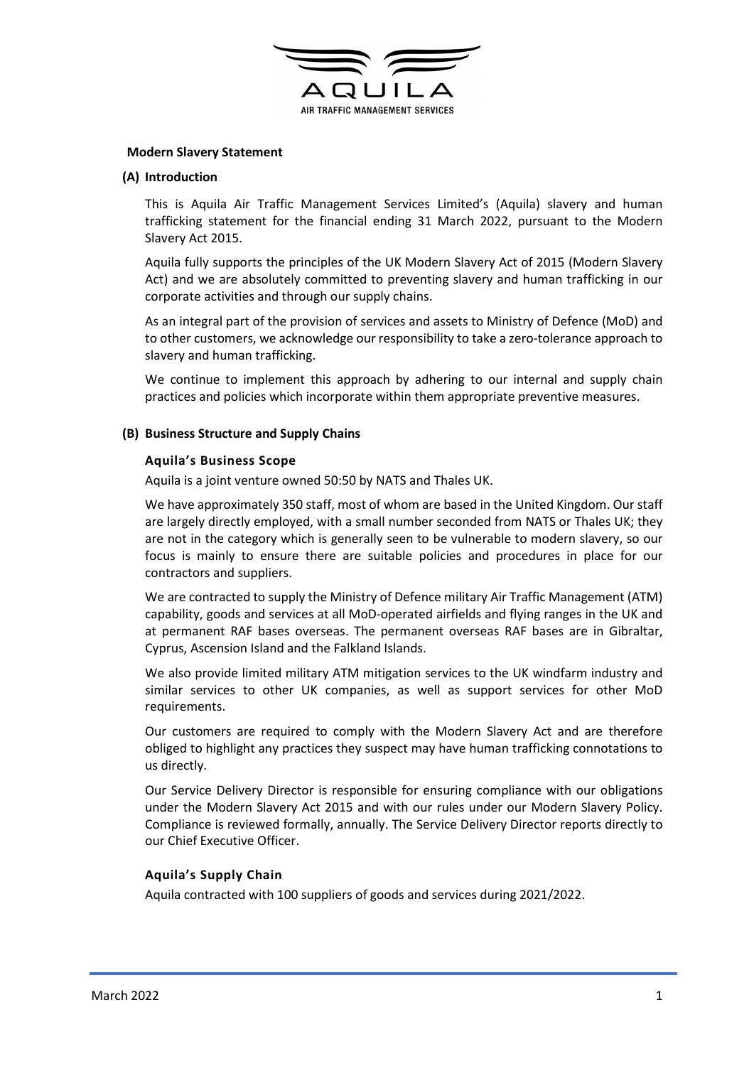AQUILA

AIR TRAFFIC MANAGEMENT SERVICES

**Modern Slavery Statement**

## (A) Introduction

This is Aquila Air Traffic Management Services Limited's (Aquila) slavery and human trafficking statement for the financial ending 31 March 2022, pursuant to the Modern Slavery Act 2015.

Aquila fully supports the principles of the UK Modern Slavery Act of 2015 (Modern Slavery Act) and we are absolutely committed to preventing slavery and human trafficking in our corporate activities and through our supply chains.

As an integral part of the provision of services and assets to Ministry of Defence (MoD) and to other customers, we acknowledge our responsibility to take a zero-tolerance approach to slavery and human trafficking.

We continue to implement this approach by adhering to our internal and supply chain practices and policies which incorporate within them appropriate preventive measures.

## (B) Business Structure and Supply Chains

### Aquila's Business Scope

Aquila is a joint venture owned 50:50 by NATS and Thales UK.

We have approximately 350 staff, most of whom are based in the United Kingdom. Our staff are largely directly employed, with a small number seconded from NATS or Thales UK; they are not in the category which is generally seen to be vulnerable to modern slavery, so our focus is mainly to ensure there are suitable policies and procedures in place for our contractors and suppliers.

We are contracted to supply the Ministry of Defence military Air Traffic Management (ATM) capability, goods and services at all MoD-operated airfields and flying ranges in the UK and at permanent RAF bases overseas. The permanent overseas RAF bases are in Gibraltar, Cyprus, Ascension Island and the Falkland Islands.

We also provide limited military ATM mitigation services to the UK windfarm industry and similar services to other UK companies, as well as support services for other MoD requirements.

Our customers are required to comply with the Modern Slavery Act and are therefore obliged to highlight any practices they suspect may have human trafficking connotations to us directly.

Our Service Delivery Director is responsible for ensuring compliance with our obligations under the Modern Slavery Act 2015 and with our rules under our Modern Slavery Policy. Compliance is reviewed formally, annually. The Service Delivery Director reports directly to our Chief Executive Officer.

### Aquila's Supply Chain

Aquila contracted with 100 suppliers of goods and services during 2021/2022.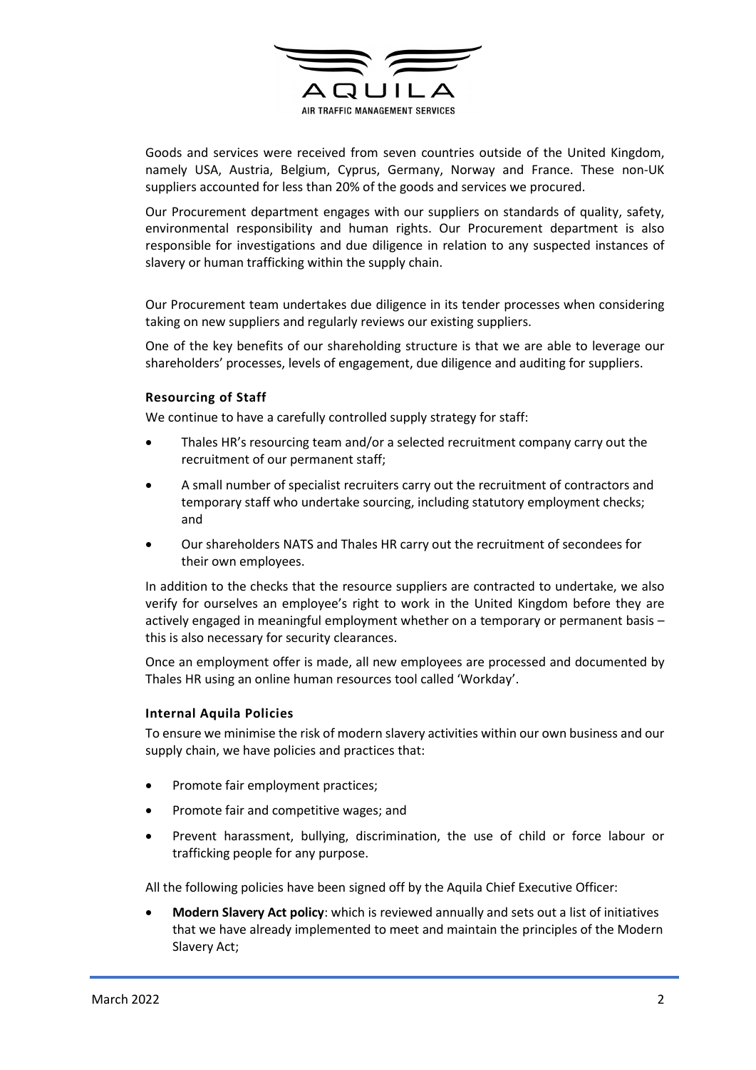Goods and services were received from seven countries outside of the United Kingdom, namely USA, Austria, Belgium, Cyprus, Germany, Norway and France. These non-UK suppliers accounted for less than 20% of the goods and services we procured.

Our Procurement department engages with our suppliers on standards of quality, safety, environmental responsibility and human rights. Our Procurement department is also responsible for investigations and due diligence in relation to any suspected instances of slavery or human trafficking within the supply chain.

Our Procurement team undertakes due diligence in its tender processes when considering taking on new suppliers and regularly reviews our existing suppliers.

One of the key benefits of our shareholding structure is that we are able to leverage our shareholders' processes, levels of engagement, due diligence and auditing for suppliers.

### Resourcing of Staff

We continue to have a carefully controlled supply strategy for staff:

- Thales HR's resourcing team and/or a selected recruitment company carry out the recruitment of our permanent staff;
- A small number of specialist recruiters carry out the recruitment of contractors and temporary staff who undertake sourcing, including statutory employment checks; and
- Our shareholders NATS and Thales HR carry out the recruitment of secondees for their own employees.

In addition to the checks that the resource suppliers are contracted to undertake, we also verify for ourselves an employee's right to work in the United Kingdom before they are actively engaged in meaningful employment whether on a temporary or permanent basis – this is also necessary for security clearances.

Once an employment offer is made, all new employees are processed and documented by Thales HR using an online human resources tool called 'Workday'.

### Internal Aquila Policies

To ensure we minimise the risk of modern slavery activities within our own business and our supply chain, we have policies and practices that:

- Promote fair employment practices;
- Promote fair and competitive wages; and
- Prevent harassment, bullying, discrimination, the use of child or force labour or trafficking people for any purpose.

All the following policies have been signed off by the Aquila Chief Executive Officer:

- **Modern Slavery Act policy**: which is reviewed annually and sets out a list of initiatives that we have already implemented to meet and maintain the principles of the Modern Slavery Act;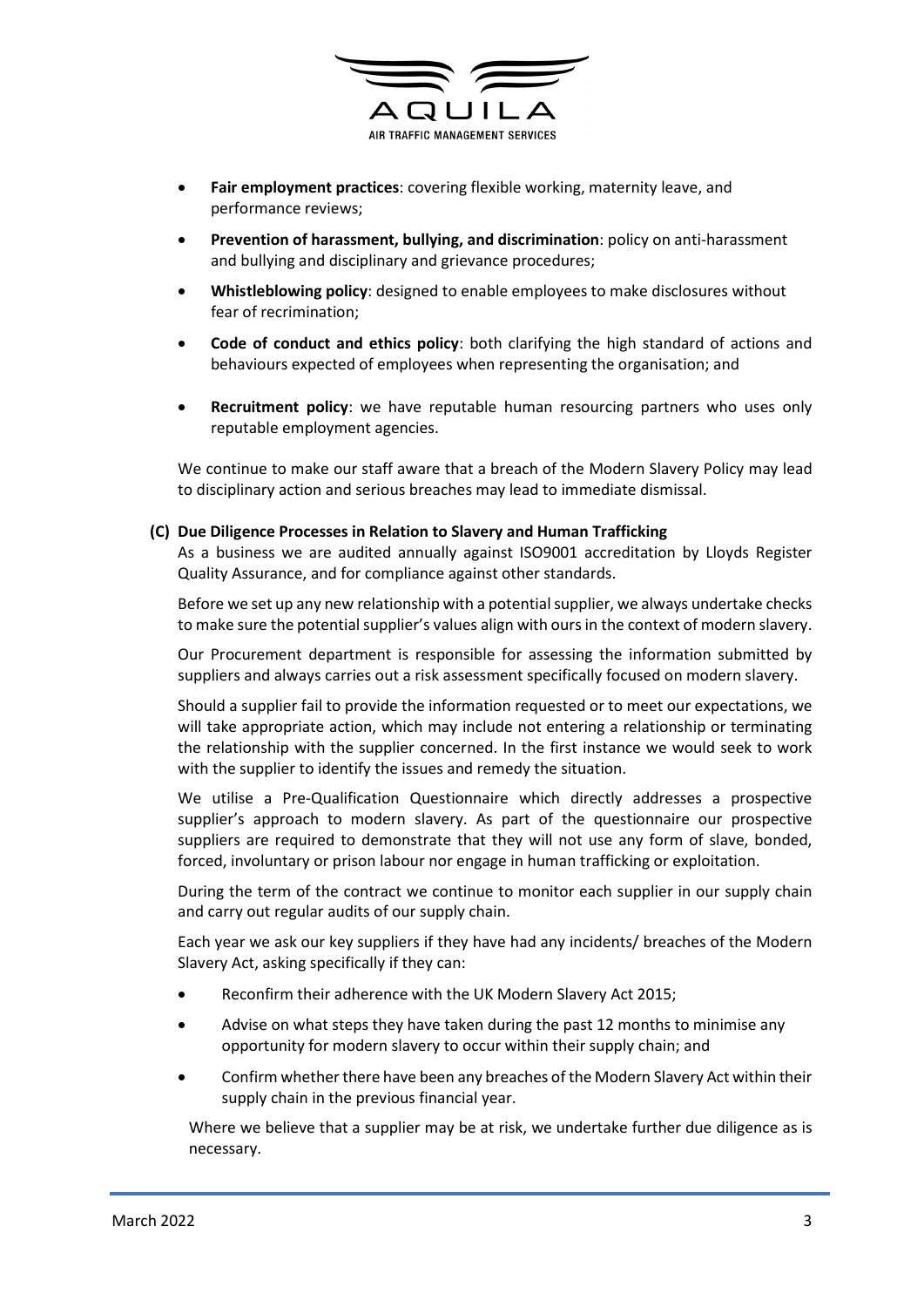- **Fair employment practices**: covering flexible working, maternity leave, and performance reviews;
- **Prevention of harassment, bullying, and discrimination**: policy on anti-harassment and bullying and disciplinary and grievance procedures;
- **Whistleblowing policy**: designed to enable employees to make disclosures without fear of recrimination;
- **Code of conduct and ethics policy**: both clarifying the high standard of actions and behaviours expected of employees when representing the organisation; and
- **Recruitment policy**: we have reputable human resourcing partners who uses only reputable employment agencies.

We continue to make our staff aware that a breach of the Modern Slavery Policy may lead to disciplinary action and serious breaches may lead to immediate dismissal.

**(C) Due Diligence Processes in Relation to Slavery and Human Trafficking**

As a business we are audited annually against ISO9001 accreditation by Lloyds Register Quality Assurance, and for compliance against other standards.

Before we set up any new relationship with a potential supplier, we always undertake checks to make sure the potential supplier's values align with ours in the context of modern slavery.

Our Procurement department is responsible for assessing the information submitted by suppliers and always carries out a risk assessment specifically focused on modern slavery.

Should a supplier fail to provide the information requested or to meet our expectations, we will take appropriate action, which may include not entering a relationship or terminating the relationship with the supplier concerned. In the first instance we would seek to work with the supplier to identify the issues and remedy the situation.

We utilise a Pre-Qualification Questionnaire which directly addresses a prospective supplier's approach to modern slavery. As part of the questionnaire our prospective suppliers are required to demonstrate that they will not use any form of slave, bonded, forced, involuntary or prison labour nor engage in human trafficking or exploitation.

During the term of the contract we continue to monitor each supplier in our supply chain and carry out regular audits of our supply chain.

Each year we ask our key suppliers if they have had any incidents/ breaches of the Modern Slavery Act, asking specifically if they can:

- Reconfirm their adherence with the UK Modern Slavery Act 2015;
- Advise on what steps they have taken during the past 12 months to minimise any opportunity for modern slavery to occur within their supply chain; and
- Confirm whether there have been any breaches of the Modern Slavery Act within their supply chain in the previous financial year.

Where we believe that a supplier may be at risk, we undertake further due diligence as is necessary.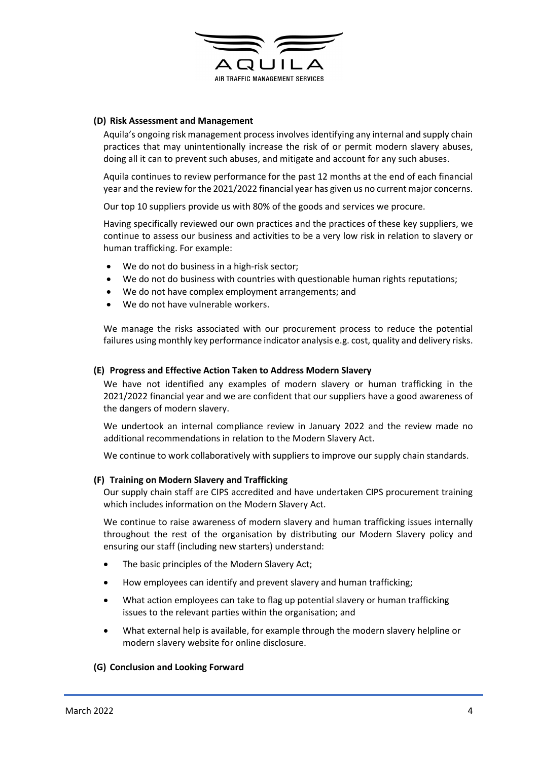### (D) Risk Assessment and Management

Aquila's ongoing risk management process involves identifying any internal and supply chain practices that may unintentionally increase the risk of or permit modern slavery abuses, doing all it can to prevent such abuses, and mitigate and account for any such abuses.

Aquila continues to review performance for the past 12 months at the end of each financial year and the review for the 2021/2022 financial year has given us no current major concerns.

Our top 10 suppliers provide us with 80% of the goods and services we procure.

Having specifically reviewed our own practices and the practices of these key suppliers, we continue to assess our business and activities to be a very low risk in relation to slavery or human trafficking. For example:

- We do not do business in a high-risk sector;
- We do not do business with countries with questionable human rights reputations;
- We do not have complex employment arrangements; and
- We do not have vulnerable workers.

We manage the risks associated with our procurement process to reduce the potential failures using monthly key performance indicator analysis e.g. cost, quality and delivery risks.

### (E) Progress and Effective Action Taken to Address Modern Slavery

We have not identified any examples of modern slavery or human trafficking in the 2021/2022 financial year and we are confident that our suppliers have a good awareness of the dangers of modern slavery.

We undertook an internal compliance review in January 2022 and the review made no additional recommendations in relation to the Modern Slavery Act.

We continue to work collaboratively with suppliers to improve our supply chain standards.

### (F) Training on Modern Slavery and Trafficking

Our supply chain staff are CIPS accredited and have undertaken CIPS procurement training which includes information on the Modern Slavery Act.

We continue to raise awareness of modern slavery and human trafficking issues internally throughout the rest of the organisation by distributing our Modern Slavery policy and ensuring our staff (including new starters) understand:

- The basic principles of the Modern Slavery Act;
- How employees can identify and prevent slavery and human trafficking;
- What action employees can take to flag up potential slavery or human trafficking issues to the relevant parties within the organisation; and
- What external help is available, for example through the modern slavery helpline or modern slavery website for online disclosure.

### (G) Conclusion and Looking Forward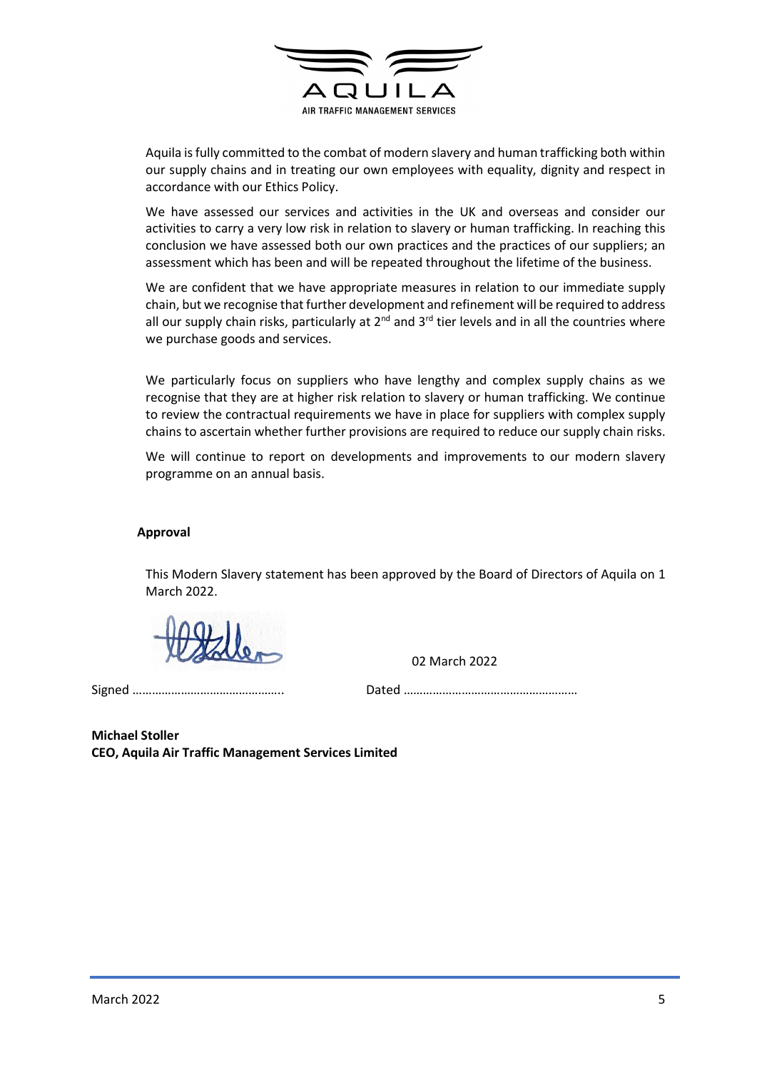Aquila is fully committed to the combat of modern slavery and human trafficking both within our supply chains and in treating our own employees with equality, dignity and respect in accordance with our Ethics Policy.

We have assessed our services and activities in the UK and overseas and consider our activities to carry a very low risk in relation to slavery or human trafficking. In reaching this conclusion we have assessed both our own practices and the practices of our suppliers; an assessment which has been and will be repeated throughout the lifetime of the business.

We are confident that we have appropriate measures in relation to our immediate supply chain, but we recognise that further development and refinement will be required to address all our supply chain risks, particularly at 2nd and 3rd tier levels and in all the countries where we purchase goods and services.

We particularly focus on suppliers who have lengthy and complex supply chains as we recognise that they are at higher risk relation to slavery or human trafficking. We continue to review the contractual requirements we have in place for suppliers with complex supply chains to ascertain whether further provisions are required to reduce our supply chain risks.

We will continue to report on developments and improvements to our modern slavery programme on an annual basis.

**Approval**

This Modern Slavery statement has been approved by the Board of Directors of Aquila on 1 March 2022.

Signed ……………………………………..    Dated 02 March 2022

**Michael Stoller**
**CEO, Aquila Air Traffic Management Services Limited**